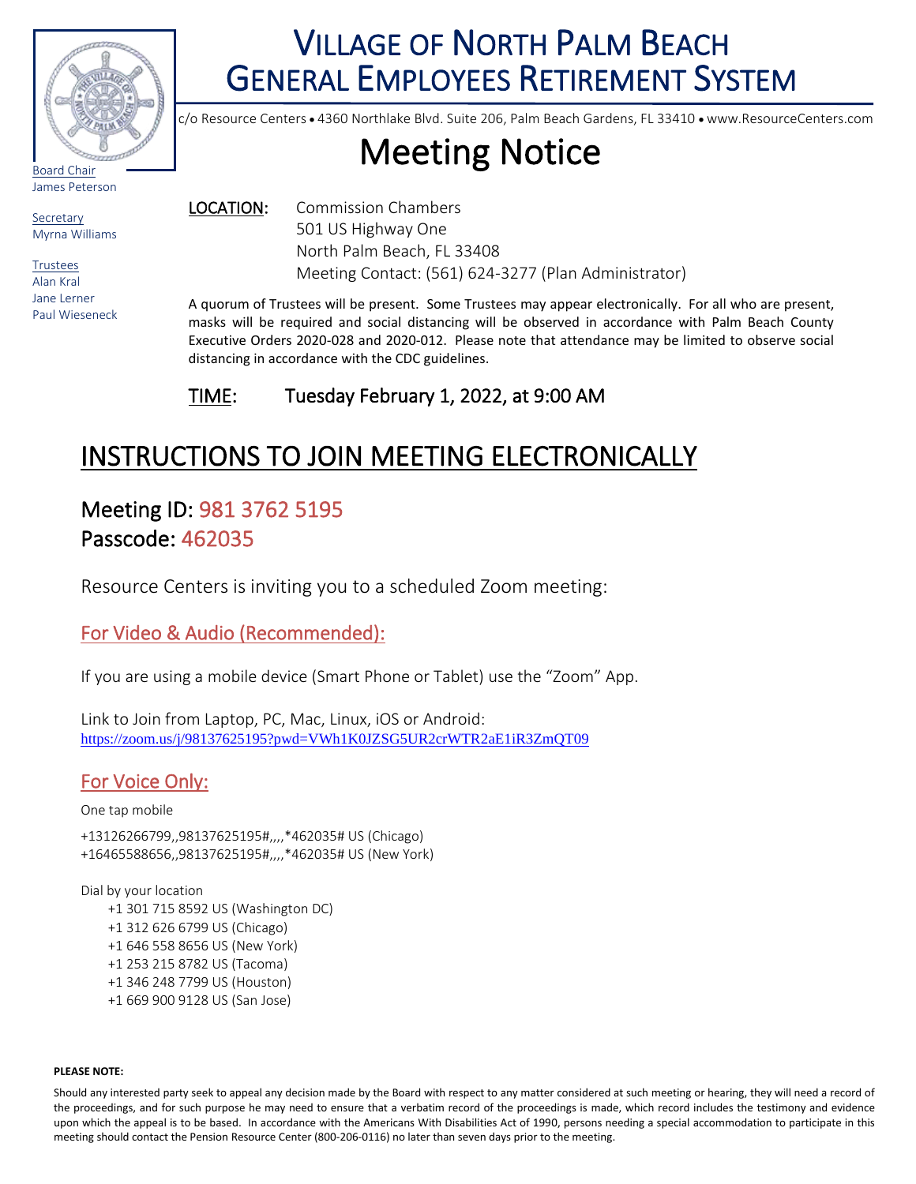# VILLAGE OF NORTH PALM BEACH GENERAL EMPLOYEES RETIREMENT SYSTEM

c/o Resource Centers • 4360 Northlake Blvd. Suite 206, Palm Beach Gardens, FL 33410 • www.ResourceCenters.com

Board Chair
James Peterson

Secretary
Myrna Williams

Trustees
Alan Kral
Jane Lerner
Paul Wieseneck

# Meeting Notice

**LOCATION:** Commission Chambers
501 US Highway One
North Palm Beach, FL 33408
Meeting Contact: (561) 624-3277 (Plan Administrator)

A quorum of Trustees will be present. Some Trustees may appear electronically. For all who are present, masks will be required and social distancing will be observed in accordance with Palm Beach County Executive Orders 2020-028 and 2020-012. Please note that attendance may be limited to observe social distancing in accordance with the CDC guidelines.

**TIME:** Tuesday February 1, 2022, at 9:00 AM

## INSTRUCTIONS TO JOIN MEETING ELECTRONICALLY

### Meeting ID: 981 3762 5195
### Passcode: 462035

Resource Centers is inviting you to a scheduled Zoom meeting:

### For Video & Audio (Recommended):

If you are using a mobile device (Smart Phone or Tablet) use the "Zoom" App.

Link to Join from Laptop, PC, Mac, Linux, iOS or Android:
https://zoom.us/j/98137625195?pwd=VWh1K0JZSG5UR2crWTR2aE1iR3ZmQT09

### For Voice Only:

One tap mobile

+13126266799,,98137625195#,,,,*462035# US (Chicago)
+16465588656,,98137625195#,,,,*462035# US (New York)

Dial by your location

- +1 301 715 8592 US (Washington DC)
- +1 312 626 6799 US (Chicago)
- +1 646 558 8656 US (New York)
- +1 253 215 8782 US (Tacoma)
- +1 346 248 7799 US (Houston)
- +1 669 900 9128 US (San Jose)

**PLEASE NOTE:**

Should any interested party seek to appeal any decision made by the Board with respect to any matter considered at such meeting or hearing, they will need a record of the proceedings, and for such purpose he may need to ensure that a verbatim record of the proceedings is made, which record includes the testimony and evidence upon which the appeal is to be based. In accordance with the Americans With Disabilities Act of 1990, persons needing a special accommodation to participate in this meeting should contact the Pension Resource Center (800-206-0116) no later than seven days prior to the meeting.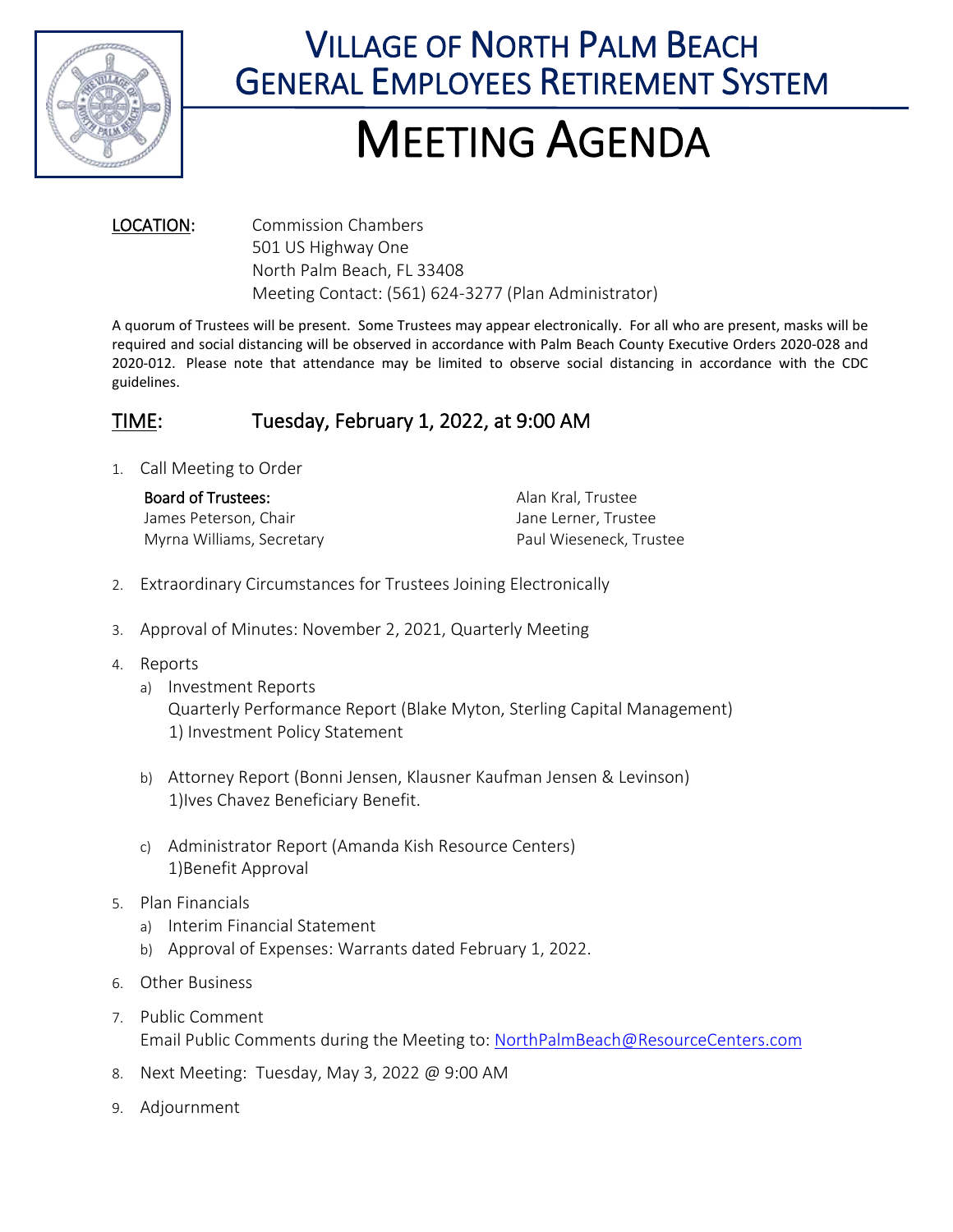# Village of North Palm Beach General Employees Retirement System

# Meeting Agenda

**LOCATION:** Commission Chambers
501 US Highway One
North Palm Beach, FL 33408
Meeting Contact: (561) 624-3277 (Plan Administrator)

A quorum of Trustees will be present. Some Trustees may appear electronically. For all who are present, masks will be required and social distancing will be observed in accordance with Palm Beach County Executive Orders 2020-028 and 2020-012. Please note that attendance may be limited to observe social distancing in accordance with the CDC guidelines.

## TIME: Tuesday, February 1, 2022, at 9:00 AM

1. Call Meeting to Order

   **Board of Trustees:**
   James Peterson, Chair
   Myrna Williams, Secretary
   Alan Kral, Trustee
   Jane Lerner, Trustee
   Paul Wieseneck, Trustee

2. Extraordinary Circumstances for Trustees Joining Electronically
3. Approval of Minutes: November 2, 2021, Quarterly Meeting
4. Reports
   a) Investment Reports
      Quarterly Performance Report (Blake Myton, Sterling Capital Management)
      1) Investment Policy Statement
   b) Attorney Report (Bonni Jensen, Klausner Kaufman Jensen & Levinson)
      1)Ives Chavez Beneficiary Benefit.
   c) Administrator Report (Amanda Kish Resource Centers)
      1)Benefit Approval
5. Plan Financials
   a) Interim Financial Statement
   b) Approval of Expenses: Warrants dated February 1, 2022.
6. Other Business
7. Public Comment
   Email Public Comments during the Meeting to: NorthPalmBeach@ResourceCenters.com
8. Next Meeting: Tuesday, May 3, 2022 @ 9:00 AM
9. Adjournment